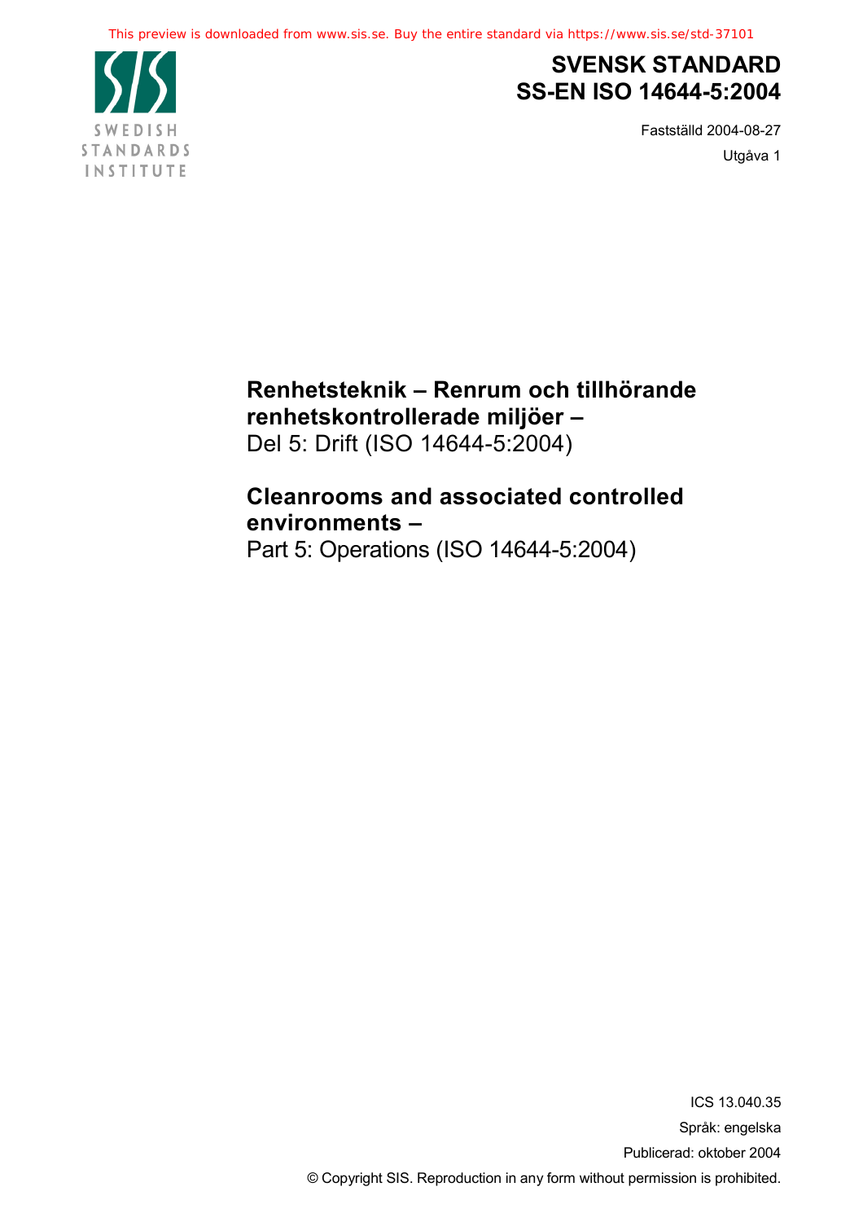# SVENSK STANDARD
# SS-EN ISO 14644-5:2004

Fastställd 2004-08-27

Utgåva 1

## Renhetsteknik – Renrum och tillhörande renhetskontrollerade miljöer –
Del 5: Drift (ISO 14644-5:2004)

## Cleanrooms and associated controlled environments –
Part 5: Operations (ISO 14644-5:2004)

ICS 13.040.35

Språk: engelska

Publicerad: oktober 2004

© Copyright SIS. Reproduction in any form without permission is prohibited.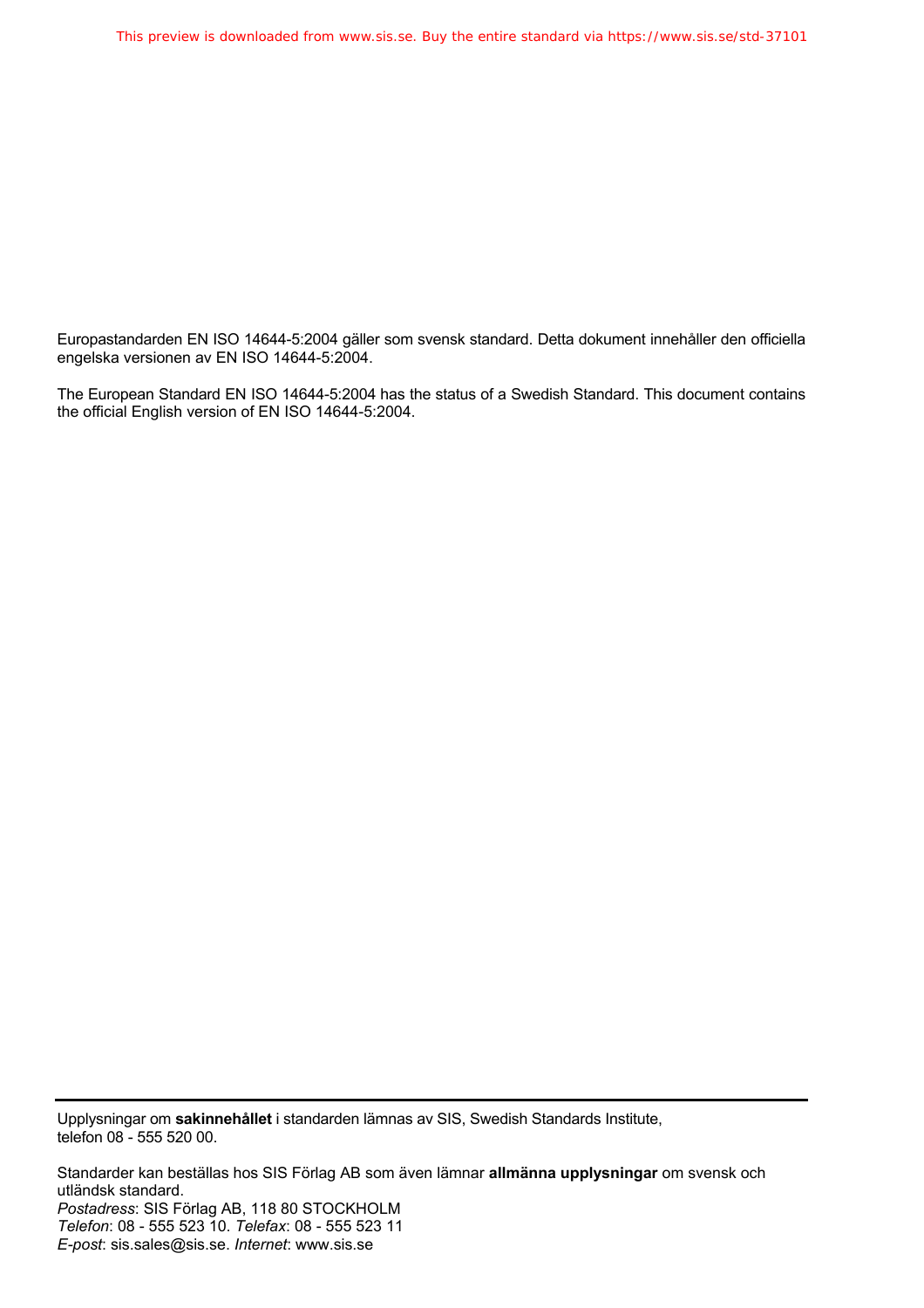Europastandarden EN ISO 14644-5:2004 gäller som svensk standard. Detta dokument innehåller den officiella engelska versionen av EN ISO 14644-5:2004.

The European Standard EN ISO 14644-5:2004 has the status of a Swedish Standard. This document contains the official English version of EN ISO 14644-5:2004.

---

Upplysningar om **sakinnehållet** i standarden lämnas av SIS, Swedish Standards Institute, telefon 08 - 555 520 00.

Standarder kan beställas hos SIS Förlag AB som även lämnar **allmänna upplysningar** om svensk och utländsk standard.
*Postadress*: SIS Förlag AB, 118 80 STOCKHOLM
*Telefon*: 08 - 555 523 10. *Telefax*: 08 - 555 523 11
*E-post*: sis.sales@sis.se. *Internet*: www.sis.se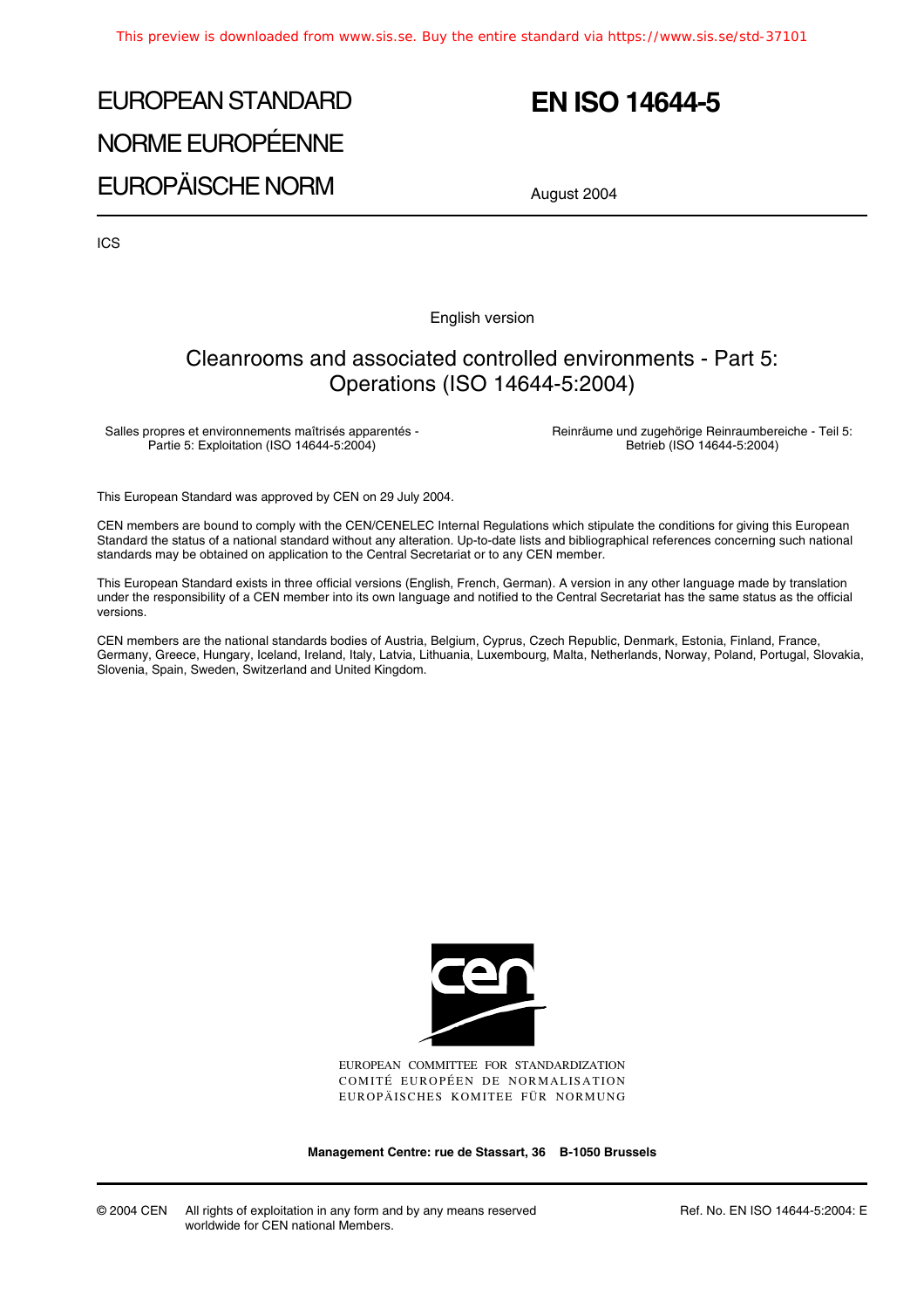# EUROPEAN STANDARD
# NORME EUROPÉENNE
# EUROPÄISCHE NORM

# EN ISO 14644-5

August 2004

ICS

English version

## Cleanrooms and associated controlled environments - Part 5: Operations (ISO 14644-5:2004)

Salles propres et environnements maîtrisés apparentés - Partie 5: Exploitation (ISO 14644-5:2004)

Reinräume und zugehörige Reinraumbereiche - Teil 5: Betrieb (ISO 14644-5:2004)

This European Standard was approved by CEN on 29 July 2004.

CEN members are bound to comply with the CEN/CENELEC Internal Regulations which stipulate the conditions for giving this European Standard the status of a national standard without any alteration. Up-to-date lists and bibliographical references concerning such national standards may be obtained on application to the Central Secretariat or to any CEN member.

This European Standard exists in three official versions (English, French, German). A version in any other language made by translation under the responsibility of a CEN member into its own language and notified to the Central Secretariat has the same status as the official versions.

CEN members are the national standards bodies of Austria, Belgium, Cyprus, Czech Republic, Denmark, Estonia, Finland, France, Germany, Greece, Hungary, Iceland, Ireland, Italy, Latvia, Lithuania, Luxembourg, Malta, Netherlands, Norway, Poland, Portugal, Slovakia, Slovenia, Spain, Sweden, Switzerland and United Kingdom.

EUROPEAN COMMITTEE FOR STANDARDIZATION
COMITÉ EUROPÉEN DE NORMALISATION
EUROPÄISCHES KOMITEE FÜR NORMUNG

**Management Centre: rue de Stassart, 36 B-1050 Brussels**

© 2004 CEN All rights of exploitation in any form and by any means reserved worldwide for CEN national Members.

Ref. No. EN ISO 14644-5:2004: E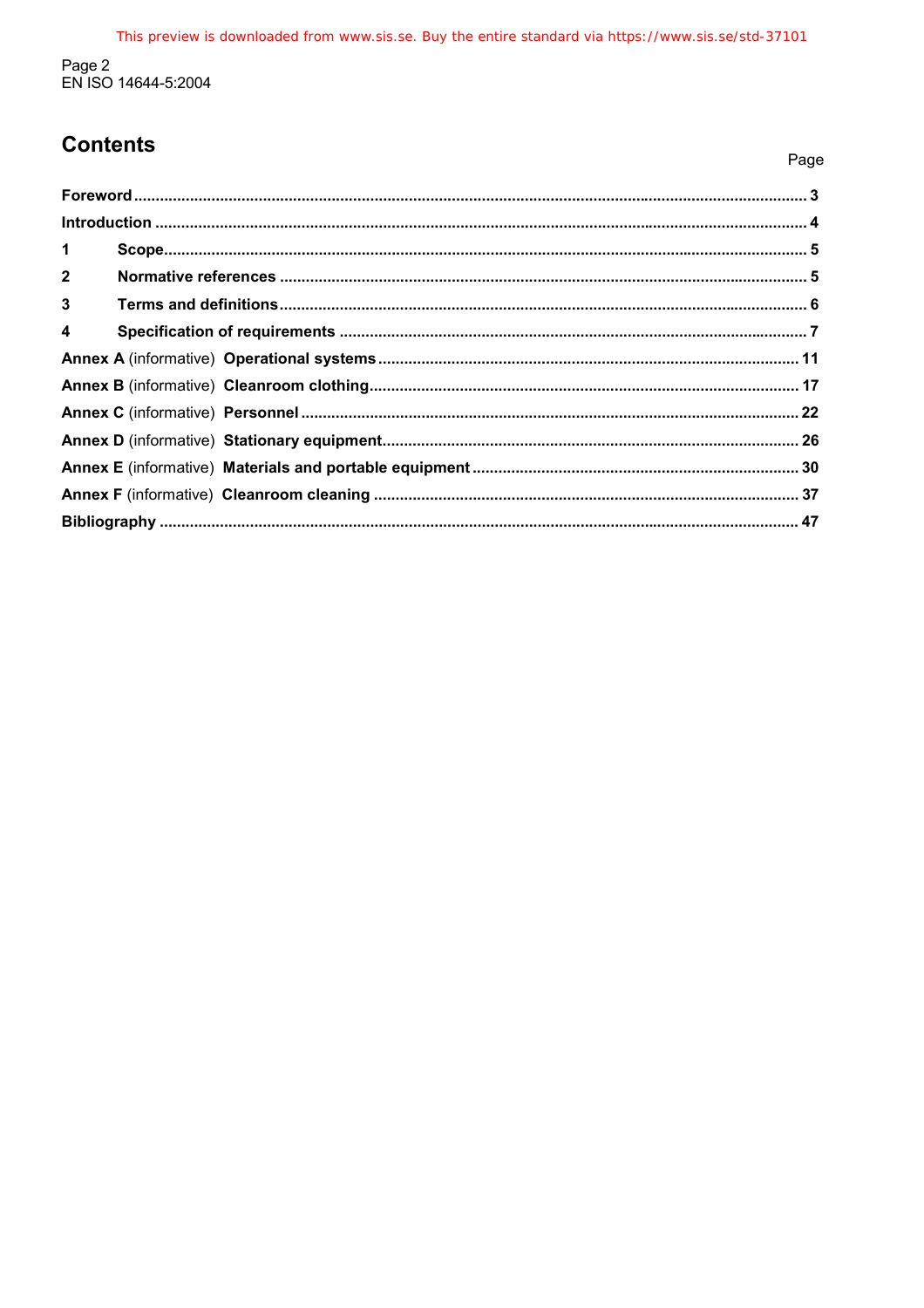## Contents

| | Page |
|---|---|
| **Foreword** | **3** |
| **Introduction** | **4** |
| **1 Scope** | **5** |
| **2 Normative references** | **5** |
| **3 Terms and definitions** | **6** |
| **4 Specification of requirements** | **7** |
| **Annex A** (informative) **Operational systems** | **11** |
| **Annex B** (informative) **Cleanroom clothing** | **17** |
| **Annex C** (informative) **Personnel** | **22** |
| **Annex D** (informative) **Stationary equipment** | **26** |
| **Annex E** (informative) **Materials and portable equipment** | **30** |
| **Annex F** (informative) **Cleanroom cleaning** | **37** |
| **Bibliography** | **47** |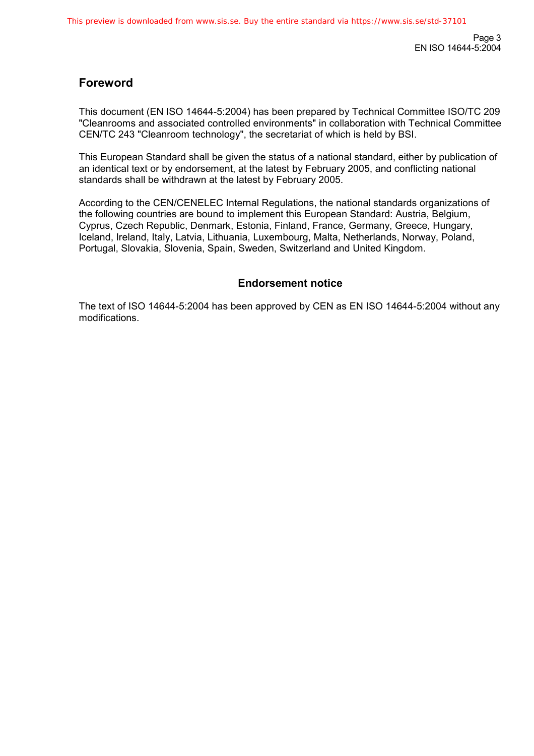## Foreword

This document (EN ISO 14644-5:2004) has been prepared by Technical Committee ISO/TC 209 "Cleanrooms and associated controlled environments" in collaboration with Technical Committee CEN/TC 243 "Cleanroom technology", the secretariat of which is held by BSI.

This European Standard shall be given the status of a national standard, either by publication of an identical text or by endorsement, at the latest by February 2005, and conflicting national standards shall be withdrawn at the latest by February 2005.

According to the CEN/CENELEC Internal Regulations, the national standards organizations of the following countries are bound to implement this European Standard: Austria, Belgium, Cyprus, Czech Republic, Denmark, Estonia, Finland, France, Germany, Greece, Hungary, Iceland, Ireland, Italy, Latvia, Lithuania, Luxembourg, Malta, Netherlands, Norway, Poland, Portugal, Slovakia, Slovenia, Spain, Sweden, Switzerland and United Kingdom.

### Endorsement notice

The text of ISO 14644-5:2004 has been approved by CEN as EN ISO 14644-5:2004 without any modifications.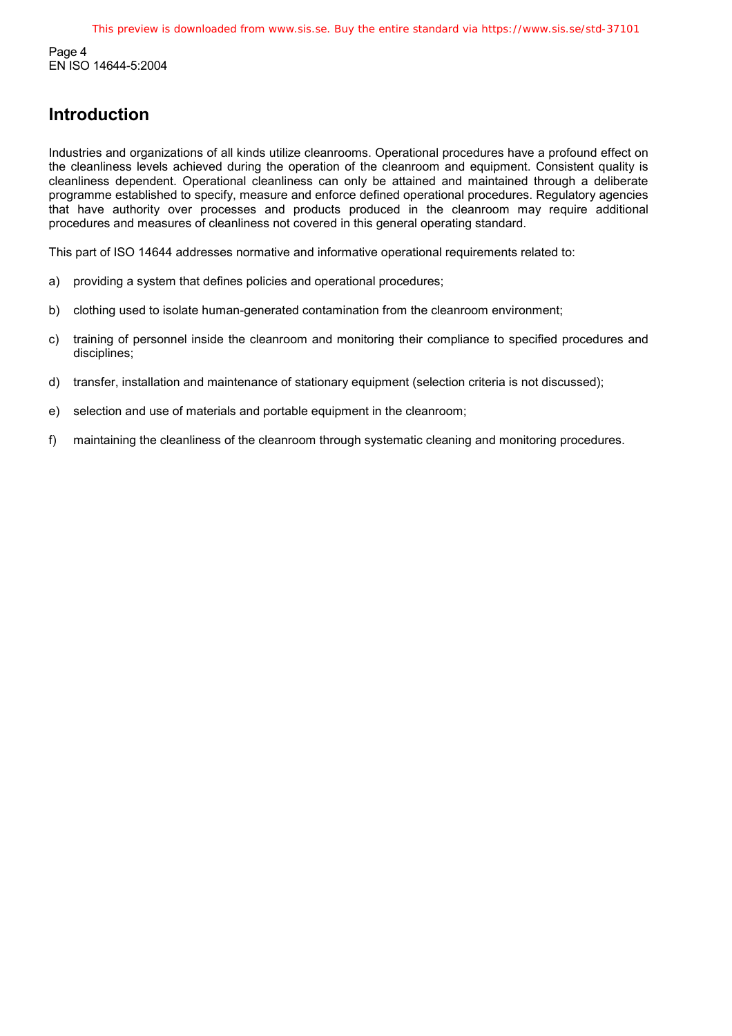## Introduction

Industries and organizations of all kinds utilize cleanrooms. Operational procedures have a profound effect on the cleanliness levels achieved during the operation of the cleanroom and equipment. Consistent quality is cleanliness dependent. Operational cleanliness can only be attained and maintained through a deliberate programme established to specify, measure and enforce defined operational procedures. Regulatory agencies that have authority over processes and products produced in the cleanroom may require additional procedures and measures of cleanliness not covered in this general operating standard.

This part of ISO 14644 addresses normative and informative operational requirements related to:

a) providing a system that defines policies and operational procedures;

b) clothing used to isolate human-generated contamination from the cleanroom environment;

c) training of personnel inside the cleanroom and monitoring their compliance to specified procedures and disciplines;

d) transfer, installation and maintenance of stationary equipment (selection criteria is not discussed);

e) selection and use of materials and portable equipment in the cleanroom;

f) maintaining the cleanliness of the cleanroom through systematic cleaning and monitoring procedures.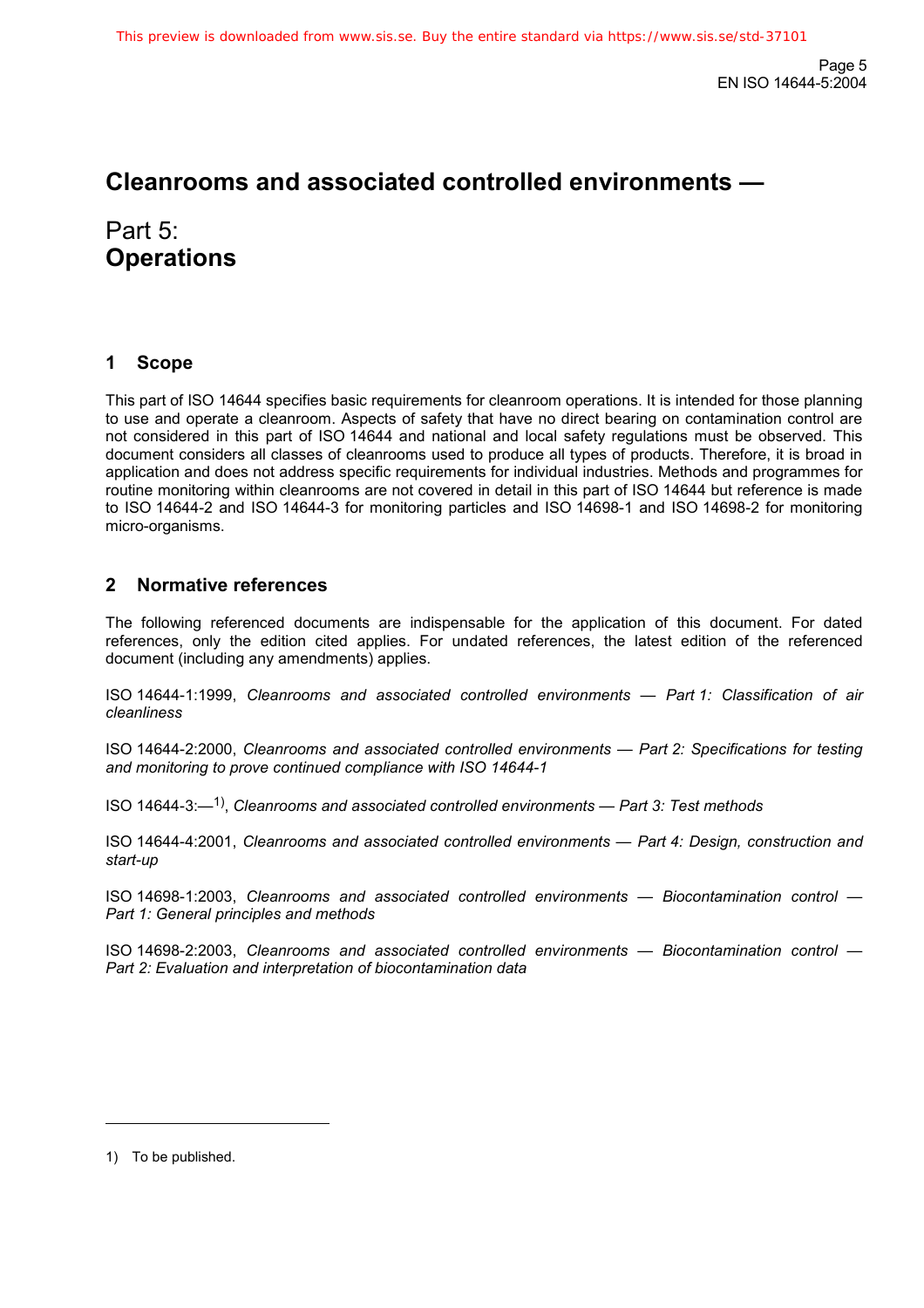# Cleanrooms and associated controlled environments —

## Part 5: **Operations**

## 1 Scope

This part of ISO 14644 specifies basic requirements for cleanroom operations. It is intended for those planning to use and operate a cleanroom. Aspects of safety that have no direct bearing on contamination control are not considered in this part of ISO 14644 and national and local safety regulations must be observed. This document considers all classes of cleanrooms used to produce all types of products. Therefore, it is broad in application and does not address specific requirements for individual industries. Methods and programmes for routine monitoring within cleanrooms are not covered in detail in this part of ISO 14644 but reference is made to ISO 14644-2 and ISO 14644-3 for monitoring particles and ISO 14698-1 and ISO 14698-2 for monitoring micro-organisms.

## 2 Normative references

The following referenced documents are indispensable for the application of this document. For dated references, only the edition cited applies. For undated references, the latest edition of the referenced document (including any amendments) applies.

ISO 14644-1:1999, *Cleanrooms and associated controlled environments — Part 1: Classification of air cleanliness*

ISO 14644-2:2000, *Cleanrooms and associated controlled environments — Part 2: Specifications for testing and monitoring to prove continued compliance with ISO 14644-1*

ISO 14644-3:—[1)], *Cleanrooms and associated controlled environments — Part 3: Test methods*

ISO 14644-4:2001, *Cleanrooms and associated controlled environments — Part 4: Design, construction and start-up*

ISO 14698-1:2003, *Cleanrooms and associated controlled environments — Biocontamination control — Part 1: General principles and methods*

ISO 14698-2:2003, *Cleanrooms and associated controlled environments — Biocontamination control — Part 2: Evaluation and interpretation of biocontamination data*

1) To be published.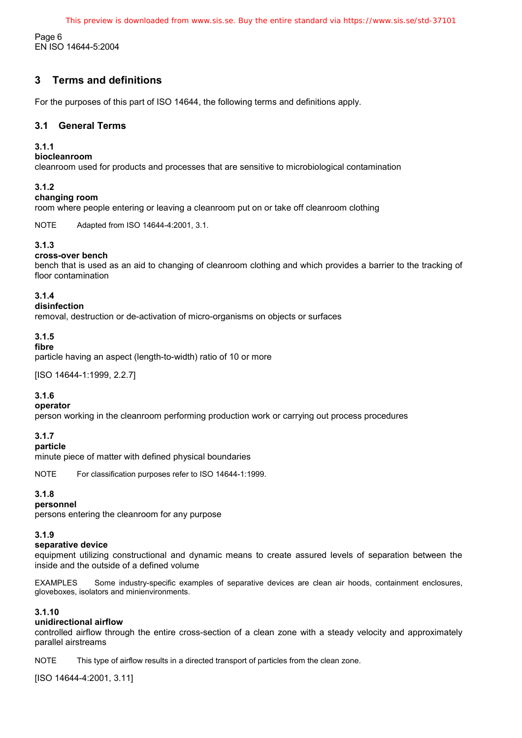## 3 Terms and definitions

For the purposes of this part of ISO 14644, the following terms and definitions apply.

### 3.1 General Terms

**3.1.1**
**biocleanroom**
cleanroom used for products and processes that are sensitive to microbiological contamination

**3.1.2**
**changing room**
room where people entering or leaving a cleanroom put on or take off cleanroom clothing

NOTE Adapted from ISO 14644-4:2001, 3.1.

**3.1.3**
**cross-over bench**
bench that is used as an aid to changing of cleanroom clothing and which provides a barrier to the tracking of floor contamination

**3.1.4**
**disinfection**
removal, destruction or de-activation of micro-organisms on objects or surfaces

**3.1.5**
**fibre**
particle having an aspect (length-to-width) ratio of 10 or more

[ISO 14644-1:1999, 2.2.7]

**3.1.6**
**operator**
person working in the cleanroom performing production work or carrying out process procedures

**3.1.7**
**particle**
minute piece of matter with defined physical boundaries

NOTE For classification purposes refer to ISO 14644-1:1999.

**3.1.8**
**personnel**
persons entering the cleanroom for any purpose

**3.1.9**
**separative device**
equipment utilizing constructional and dynamic means to create assured levels of separation between the inside and the outside of a defined volume

EXAMPLES Some industry-specific examples of separative devices are clean air hoods, containment enclosures, gloveboxes, isolators and minienvironments.

**3.1.10**
**unidirectional airflow**
controlled airflow through the entire cross-section of a clean zone with a steady velocity and approximately parallel airstreams

NOTE This type of airflow results in a directed transport of particles from the clean zone.

[ISO 14644-4:2001, 3.11]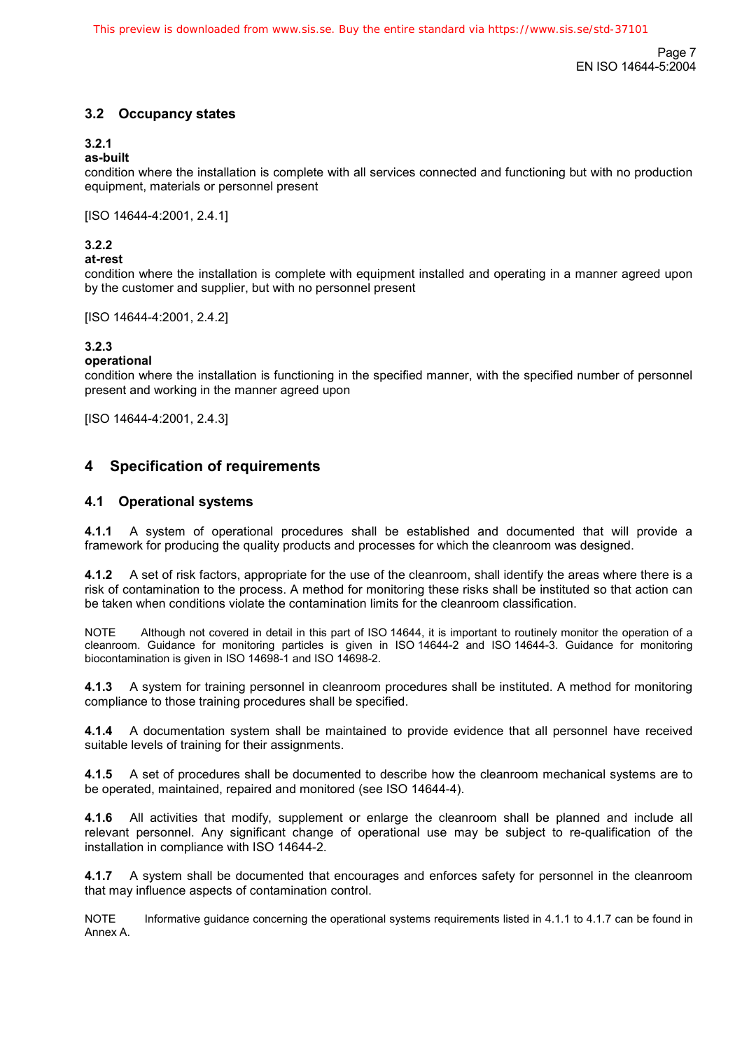## 3.2 Occupancy states

**3.2.1**
**as-built**
condition where the installation is complete with all services connected and functioning but with no production equipment, materials or personnel present

[ISO 14644-4:2001, 2.4.1]

**3.2.2**
**at-rest**
condition where the installation is complete with equipment installed and operating in a manner agreed upon by the customer and supplier, but with no personnel present

[ISO 14644-4:2001, 2.4.2]

**3.2.3**
**operational**
condition where the installation is functioning in the specified manner, with the specified number of personnel present and working in the manner agreed upon

[ISO 14644-4:2001, 2.4.3]

# 4 Specification of requirements

## 4.1 Operational systems

**4.1.1** A system of operational procedures shall be established and documented that will provide a framework for producing the quality products and processes for which the cleanroom was designed.

**4.1.2** A set of risk factors, appropriate for the use of the cleanroom, shall identify the areas where there is a risk of contamination to the process. A method for monitoring these risks shall be instituted so that action can be taken when conditions violate the contamination limits for the cleanroom classification.

NOTE Although not covered in detail in this part of ISO 14644, it is important to routinely monitor the operation of a cleanroom. Guidance for monitoring particles is given in ISO 14644-2 and ISO 14644-3. Guidance for monitoring biocontamination is given in ISO 14698-1 and ISO 14698-2.

**4.1.3** A system for training personnel in cleanroom procedures shall be instituted. A method for monitoring compliance to those training procedures shall be specified.

**4.1.4** A documentation system shall be maintained to provide evidence that all personnel have received suitable levels of training for their assignments.

**4.1.5** A set of procedures shall be documented to describe how the cleanroom mechanical systems are to be operated, maintained, repaired and monitored (see ISO 14644-4).

**4.1.6** All activities that modify, supplement or enlarge the cleanroom shall be planned and include all relevant personnel. Any significant change of operational use may be subject to re-qualification of the installation in compliance with ISO 14644-2.

**4.1.7** A system shall be documented that encourages and enforces safety for personnel in the cleanroom that may influence aspects of contamination control.

NOTE Informative guidance concerning the operational systems requirements listed in 4.1.1 to 4.1.7 can be found in Annex A.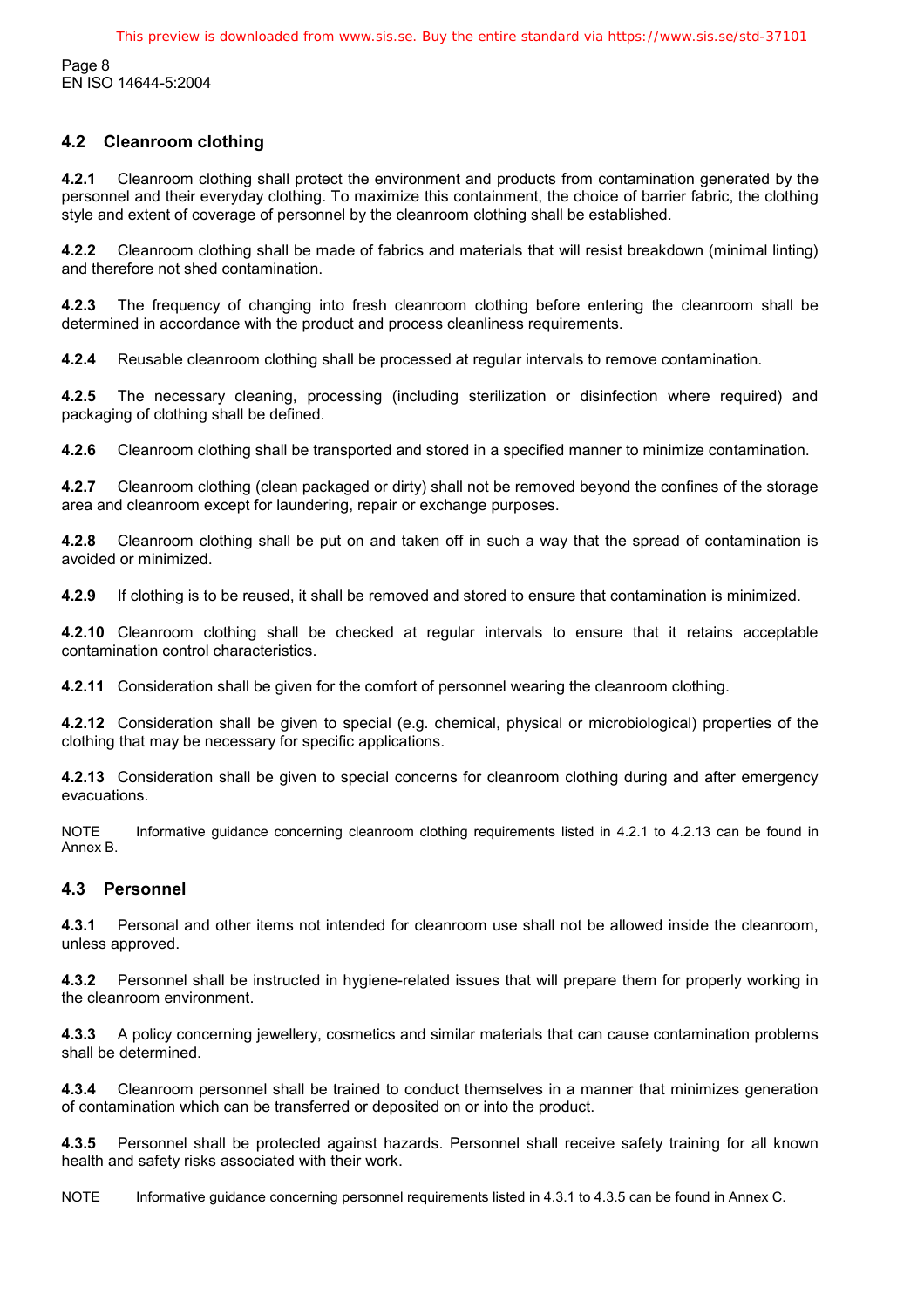## 4.2 Cleanroom clothing

**4.2.1** Cleanroom clothing shall protect the environment and products from contamination generated by the personnel and their everyday clothing. To maximize this containment, the choice of barrier fabric, the clothing style and extent of coverage of personnel by the cleanroom clothing shall be established.

**4.2.2** Cleanroom clothing shall be made of fabrics and materials that will resist breakdown (minimal linting) and therefore not shed contamination.

**4.2.3** The frequency of changing into fresh cleanroom clothing before entering the cleanroom shall be determined in accordance with the product and process cleanliness requirements.

**4.2.4** Reusable cleanroom clothing shall be processed at regular intervals to remove contamination.

**4.2.5** The necessary cleaning, processing (including sterilization or disinfection where required) and packaging of clothing shall be defined.

**4.2.6** Cleanroom clothing shall be transported and stored in a specified manner to minimize contamination.

**4.2.7** Cleanroom clothing (clean packaged or dirty) shall not be removed beyond the confines of the storage area and cleanroom except for laundering, repair or exchange purposes.

**4.2.8** Cleanroom clothing shall be put on and taken off in such a way that the spread of contamination is avoided or minimized.

**4.2.9** If clothing is to be reused, it shall be removed and stored to ensure that contamination is minimized.

**4.2.10** Cleanroom clothing shall be checked at regular intervals to ensure that it retains acceptable contamination control characteristics.

**4.2.11** Consideration shall be given for the comfort of personnel wearing the cleanroom clothing.

**4.2.12** Consideration shall be given to special (e.g. chemical, physical or microbiological) properties of the clothing that may be necessary for specific applications.

**4.2.13** Consideration shall be given to special concerns for cleanroom clothing during and after emergency evacuations.

NOTE Informative guidance concerning cleanroom clothing requirements listed in 4.2.1 to 4.2.13 can be found in Annex B.

## 4.3 Personnel

**4.3.1** Personal and other items not intended for cleanroom use shall not be allowed inside the cleanroom, unless approved.

**4.3.2** Personnel shall be instructed in hygiene-related issues that will prepare them for properly working in the cleanroom environment.

**4.3.3** A policy concerning jewellery, cosmetics and similar materials that can cause contamination problems shall be determined.

**4.3.4** Cleanroom personnel shall be trained to conduct themselves in a manner that minimizes generation of contamination which can be transferred or deposited on or into the product.

**4.3.5** Personnel shall be protected against hazards. Personnel shall receive safety training for all known health and safety risks associated with their work.

NOTE Informative guidance concerning personnel requirements listed in 4.3.1 to 4.3.5 can be found in Annex C.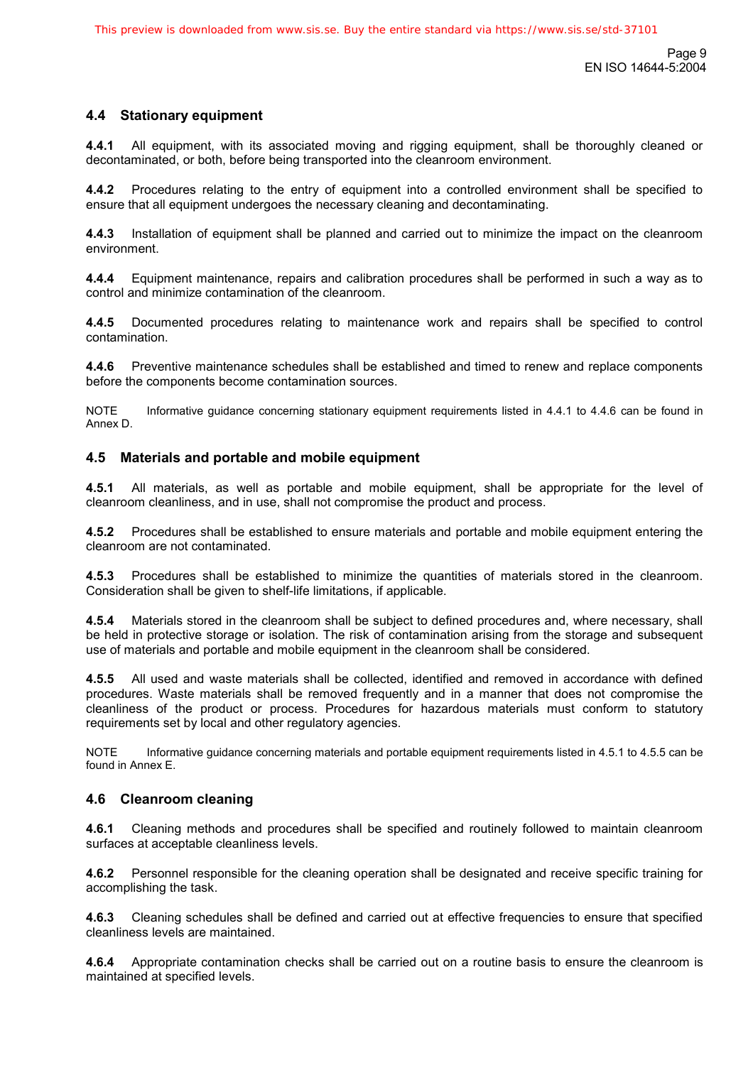## 4.4 Stationary equipment

**4.4.1** All equipment, with its associated moving and rigging equipment, shall be thoroughly cleaned or decontaminated, or both, before being transported into the cleanroom environment.

**4.4.2** Procedures relating to the entry of equipment into a controlled environment shall be specified to ensure that all equipment undergoes the necessary cleaning and decontaminating.

**4.4.3** Installation of equipment shall be planned and carried out to minimize the impact on the cleanroom environment.

**4.4.4** Equipment maintenance, repairs and calibration procedures shall be performed in such a way as to control and minimize contamination of the cleanroom.

**4.4.5** Documented procedures relating to maintenance work and repairs shall be specified to control contamination.

**4.4.6** Preventive maintenance schedules shall be established and timed to renew and replace components before the components become contamination sources.

NOTE Informative guidance concerning stationary equipment requirements listed in 4.4.1 to 4.4.6 can be found in Annex D.

## 4.5 Materials and portable and mobile equipment

**4.5.1** All materials, as well as portable and mobile equipment, shall be appropriate for the level of cleanroom cleanliness, and in use, shall not compromise the product and process.

**4.5.2** Procedures shall be established to ensure materials and portable and mobile equipment entering the cleanroom are not contaminated.

**4.5.3** Procedures shall be established to minimize the quantities of materials stored in the cleanroom. Consideration shall be given to shelf-life limitations, if applicable.

**4.5.4** Materials stored in the cleanroom shall be subject to defined procedures and, where necessary, shall be held in protective storage or isolation. The risk of contamination arising from the storage and subsequent use of materials and portable and mobile equipment in the cleanroom shall be considered.

**4.5.5** All used and waste materials shall be collected, identified and removed in accordance with defined procedures. Waste materials shall be removed frequently and in a manner that does not compromise the cleanliness of the product or process. Procedures for hazardous materials must conform to statutory requirements set by local and other regulatory agencies.

NOTE Informative guidance concerning materials and portable equipment requirements listed in 4.5.1 to 4.5.5 can be found in Annex E.

## 4.6 Cleanroom cleaning

**4.6.1** Cleaning methods and procedures shall be specified and routinely followed to maintain cleanroom surfaces at acceptable cleanliness levels.

**4.6.2** Personnel responsible for the cleaning operation shall be designated and receive specific training for accomplishing the task.

**4.6.3** Cleaning schedules shall be defined and carried out at effective frequencies to ensure that specified cleanliness levels are maintained.

**4.6.4** Appropriate contamination checks shall be carried out on a routine basis to ensure the cleanroom is maintained at specified levels.